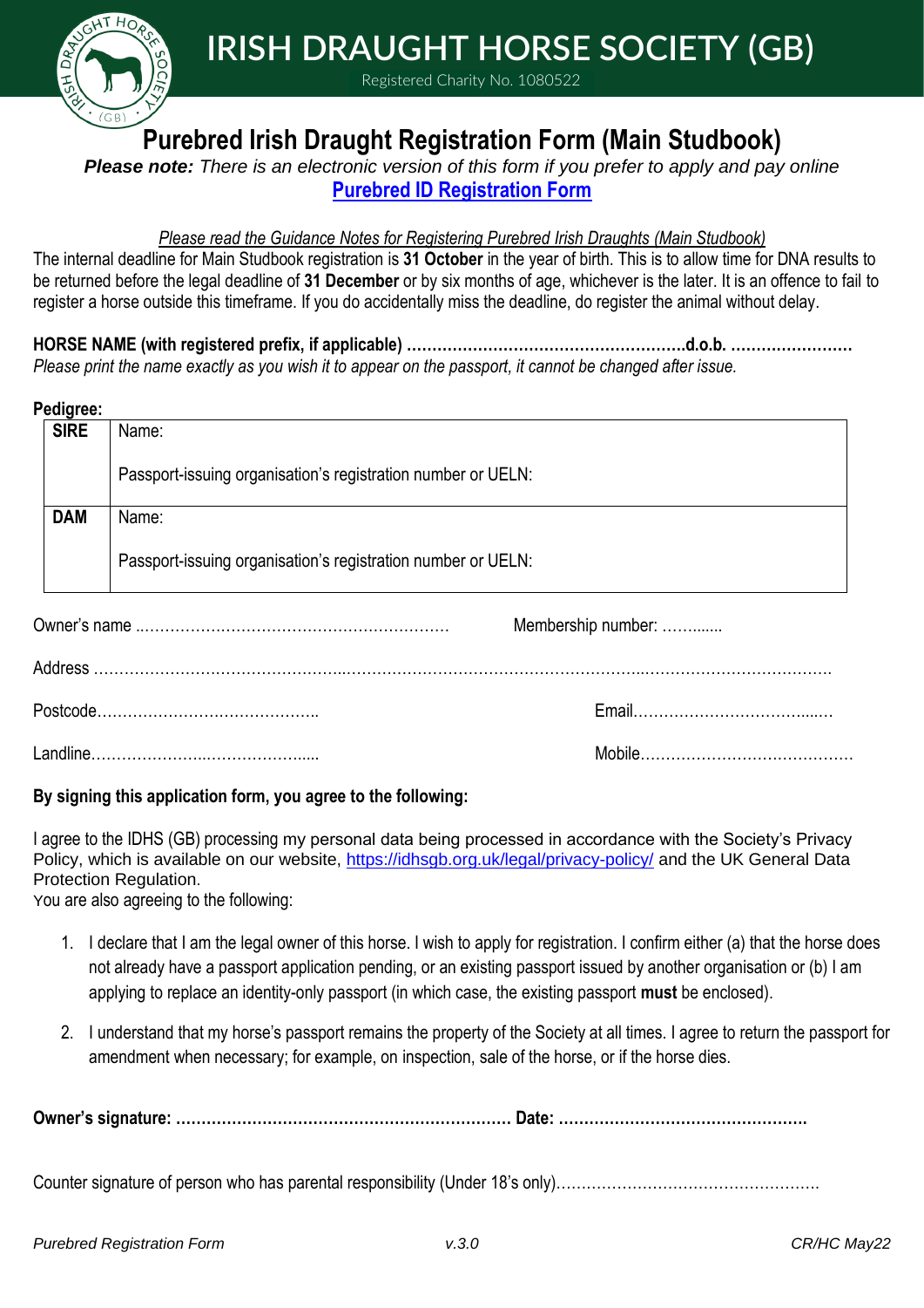# IRISH DRAUGHT HORSE SOCIETY (GB)

Registered Charity No. 1080522

## Purebred Irish Draught Registration Form (Main Studbook)

***Please note:*** *There is an electronic version of this form if you prefer to apply and pay online*

**Purebred ID Registration Form**

*Please read the Guidance Notes for Registering Purebred Irish Draughts (Main Studbook)*

The internal deadline for Main Studbook registration is **31 October** in the year of birth. This is to allow time for DNA results to be returned before the legal deadline of **31 December** or by six months of age, whichever is the later. It is an offence to fail to register a horse outside this timeframe. If you do accidentally miss the deadline, do register the animal without delay.

**HORSE NAME (with registered prefix, if applicable) ………………………………………………d.o.b. ……………………**

*Please print the name exactly as you wish it to appear on the passport, it cannot be changed after issue.*

**Pedigree:**

| | |
|---|---|
| **SIRE** | Name:<br><br>Passport-issuing organisation's registration number or UELN: |
| **DAM** | Name:<br><br>Passport-issuing organisation's registration number or UELN: |

Owner's name ……………………………………………………… Membership number: ……......

Address ……………………………………………………………………………………………………………………………….

Postcode…………………………………….. Email……………………………….…

Landline……………………..……………..... Mobile……………………………………

**By signing this application form, you agree to the following:**

I agree to the IDHS (GB) processing my personal data being processed in accordance with the Society's Privacy Policy, which is available on our website, https://idhsgb.org.uk/legal/privacy-policy/ and the UK General Data Protection Regulation.

You are also agreeing to the following:

1. I declare that I am the legal owner of this horse. I wish to apply for registration. I confirm either (a) that the horse does not already have a passport application pending, or an existing passport issued by another organisation or (b) I am applying to replace an identity-only passport (in which case, the existing passport **must** be enclosed).
2. I understand that my horse's passport remains the property of the Society at all times. I agree to return the passport for amendment when necessary; for example, on inspection, sale of the horse, or if the horse dies.

**Owner's signature: ……………………………………………………… Date: …………………………………………**

Counter signature of person who has parental responsibility (Under 18's only)……………………………………………

*Purebred Registration Form* *v.3.0* *CR/HC May22*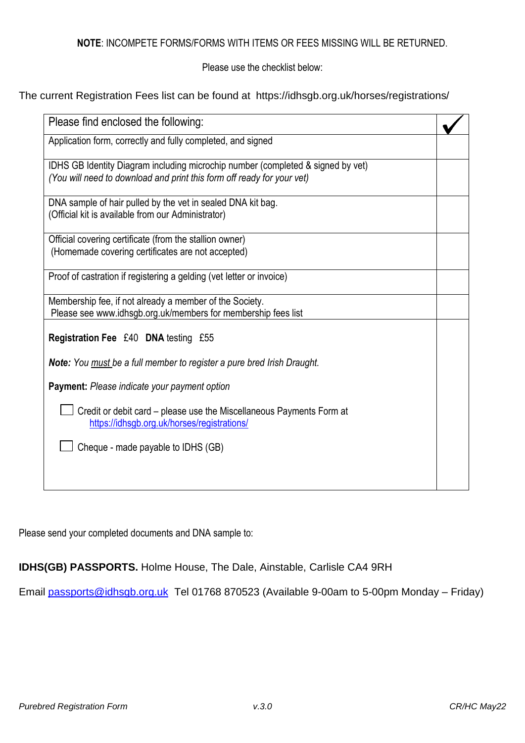**NOTE**: INCOMPETE FORMS/FORMS WITH ITEMS OR FEES MISSING WILL BE RETURNED.

Please use the checklist below:

The current Registration Fees list can be found at https://idhsgb.org.uk/horses/registrations/

| Please find enclosed the following: | ✓ |
| --- | --- |
| Application form, correctly and fully completed, and signed | |
| IDHS GB Identity Diagram including microchip number (completed & signed by vet)<br>*(You will need to download and print this form off ready for your vet)* | |
| DNA sample of hair pulled by the vet in sealed DNA kit bag.<br>(Official kit is available from our Administrator) | |
| Official covering certificate (from the stallion owner)<br>(Homemade covering certificates are not accepted) | |
| Proof of castration if registering a gelding (vet letter or invoice) | |
| Membership fee, if not already a member of the Society.<br>Please see www.idhsgb.org.uk/members for membership fees list | |
| **Registration Fee** £40 **DNA** testing £55<br><br>***Note:*** *You must be a full member to register a pure bred Irish Draught.*<br><br>**Payment:** *Please indicate your payment option*<br><br>☐ Credit or debit card – please use the Miscellaneous Payments Form at https://idhsgb.org.uk/horses/registrations/<br><br>☐ Cheque - made payable to IDHS (GB) | |

Please send your completed documents and DNA sample to:

**IDHS(GB) PASSPORTS.** Holme House, The Dale, Ainstable, Carlisle CA4 9RH

Email passports@idhsgb.org.uk Tel 01768 870523 (Available 9-00am to 5-00pm Monday – Friday)